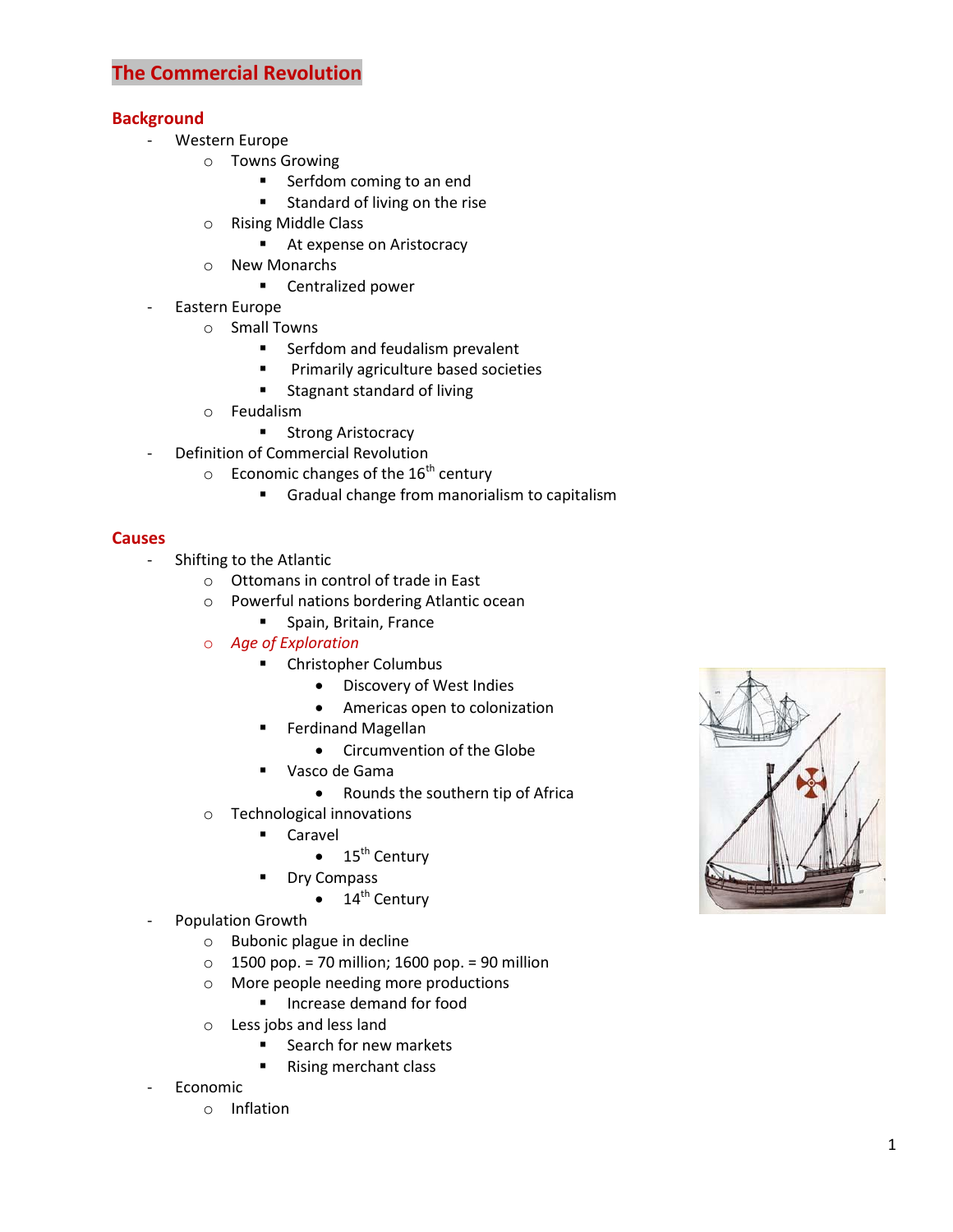# The Commercial Revolution

## Background

- Western Europe
  - Towns Growing
    - Serfdom coming to an end
    - Standard of living on the rise
  - Rising Middle Class
    - At expense on Aristocracy
  - New Monarchs
    - Centralized power
- Eastern Europe
  - Small Towns
    - Serfdom and feudalism prevalent
    - Primarily agriculture based societies
    - Stagnant standard of living
  - Feudalism
    - Strong Aristocracy
- Definition of Commercial Revolution
  - Economic changes of the 16th century
    - Gradual change from manorialism to capitalism

## Causes

- Shifting to the Atlantic
  - Ottomans in control of trade in East
  - Powerful nations bordering Atlantic ocean
    - Spain, Britain, France
  - *Age of Exploration*
    - Christopher Columbus
      - Discovery of West Indies
      - Americas open to colonization
    - Ferdinand Magellan
      - Circumvention of the Globe
    - Vasco de Gama
      - Rounds the southern tip of Africa
  - Technological innovations
    - Caravel
      - 15th Century
    - Dry Compass
      - 14th Century
- Population Growth
  - Bubonic plague in decline
  - 1500 pop. = 70 million; 1600 pop. = 90 million
  - More people needing more productions
    - Increase demand for food
  - Less jobs and less land
    - Search for new markets
    - Rising merchant class
- Economic
  - Inflation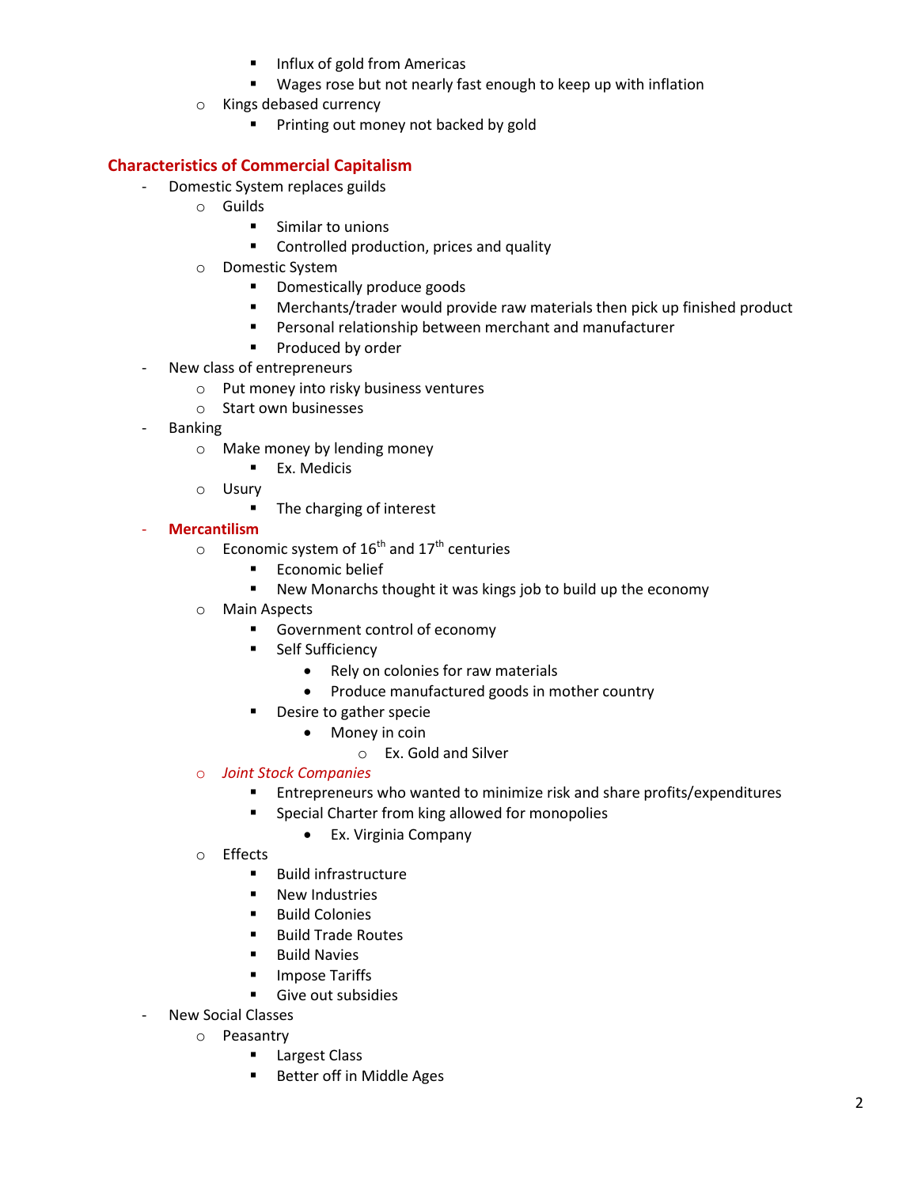- Influx of gold from Americas
        - Wages rose but not nearly fast enough to keep up with inflation
    - Kings debased currency
        - Printing out money not backed by gold

## Characteristics of Commercial Capitalism

- Domestic System replaces guilds
    - Guilds
        - Similar to unions
        - Controlled production, prices and quality
    - Domestic System
        - Domestically produce goods
        - Merchants/trader would provide raw materials then pick up finished product
        - Personal relationship between merchant and manufacturer
        - Produced by order
- New class of entrepreneurs
    - Put money into risky business ventures
    - Start own businesses
- Banking
    - Make money by lending money
        - Ex. Medicis
    - Usury
        - The charging of interest
- **Mercantilism**
    - Economic system of 16th and 17th centuries
        - Economic belief
        - New Monarchs thought it was kings job to build up the economy
    - Main Aspects
        - Government control of economy
        - Self Sufficiency
            - Rely on colonies for raw materials
            - Produce manufactured goods in mother country
        - Desire to gather specie
            - Money in coin
                - Ex. Gold and Silver
    - *Joint Stock Companies*
        - Entrepreneurs who wanted to minimize risk and share profits/expenditures
        - Special Charter from king allowed for monopolies
            - Ex. Virginia Company
    - Effects
        - Build infrastructure
        - New Industries
        - Build Colonies
        - Build Trade Routes
        - Build Navies
        - Impose Tariffs
        - Give out subsidies
- New Social Classes
    - Peasantry
        - Largest Class
        - Better off in Middle Ages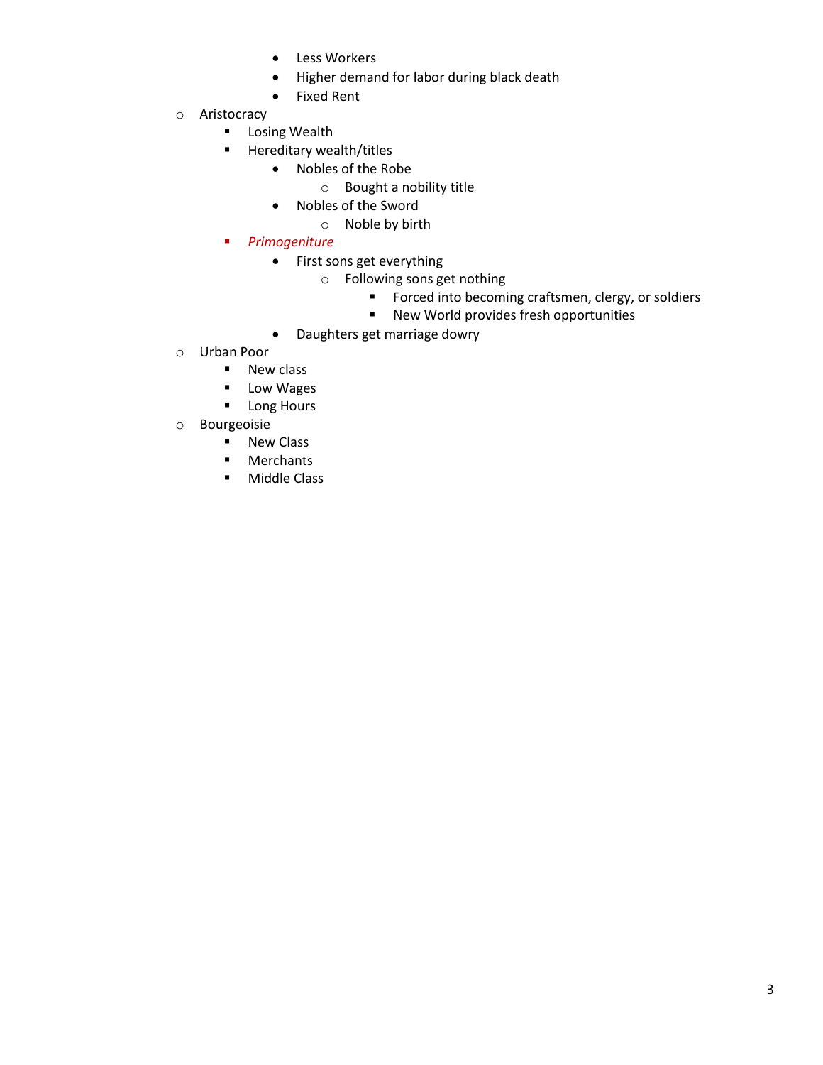- Less Workers
            - Higher demand for labor during black death
            - Fixed Rent
    - Aristocracy
        - Losing Wealth
        - Hereditary wealth/titles
            - Nobles of the Robe
                - Bought a nobility title
            - Nobles of the Sword
                - Noble by birth
        - *Primogeniture*
            - First sons get everything
                - Following sons get nothing
                    - Forced into becoming craftsmen, clergy, or soldiers
                    - New World provides fresh opportunities
            - Daughters get marriage dowry
    - Urban Poor
        - New class
        - Low Wages
        - Long Hours
    - Bourgeoisie
        - New Class
        - Merchants
        - Middle Class